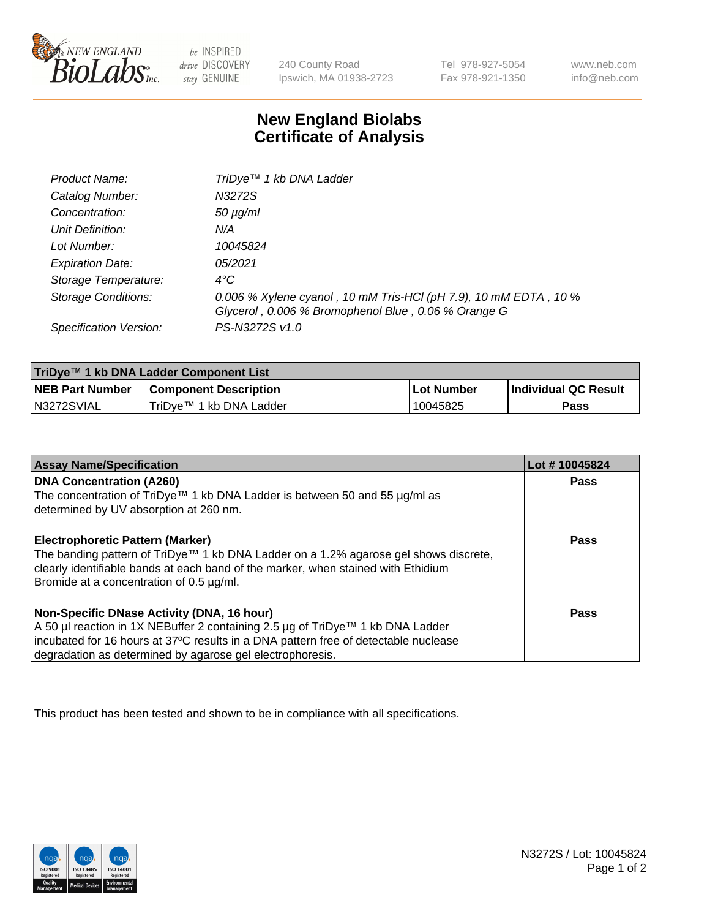New England BioLabs® Inc. — be INSPIRED drive DISCOVERY stay GENUINE

240 County Road
Ipswich, MA 01938-2723

Tel 978-927-5054
Fax 978-921-1350

www.neb.com
info@neb.com

# New England Biolabs
# Certificate of Analysis

| | |
|---|---|
| *Product Name:* | *TriDye™ 1 kb DNA Ladder* |
| *Catalog Number:* | *N3272S* |
| *Concentration:* | *50 µg/ml* |
| *Unit Definition:* | *N/A* |
| *Lot Number:* | *10045824* |
| *Expiration Date:* | *05/2021* |
| *Storage Temperature:* | *4°C* |
| *Storage Conditions:* | *0.006 % Xylene cyanol , 10 mM Tris-HCl (pH 7.9), 10 mM EDTA , 10 % Glycerol , 0.006 % Bromophenol Blue , 0.06 % Orange G* |
| *Specification Version:* | *PS-N3272S v1.0* |

| TriDye™ 1 kb DNA Ladder Component List | | | |
|---|---|---|---|
| **NEB Part Number** | **Component Description** | **Lot Number** | **Individual QC Result** |
| N3272SVIAL | TriDye™ 1 kb DNA Ladder | 10045825 | **Pass** |

| Assay Name/Specification | Lot # 10045824 |
|---|---|
| **DNA Concentration (A260)**<br>The concentration of TriDye™ 1 kb DNA Ladder is between 50 and 55 µg/ml as determined by UV absorption at 260 nm. | **Pass** |
| **Electrophoretic Pattern (Marker)**<br>The banding pattern of TriDye™ 1 kb DNA Ladder on a 1.2% agarose gel shows discrete, clearly identifiable bands at each band of the marker, when stained with Ethidium Bromide at a concentration of 0.5 µg/ml. | **Pass** |
| **Non-Specific DNase Activity (DNA, 16 hour)**<br>A 50 µl reaction in 1X NEBuffer 2 containing 2.5 µg of TriDye™ 1 kb DNA Ladder incubated for 16 hours at 37ºC results in a DNA pattern free of detectable nuclease degradation as determined by agarose gel electrophoresis. | **Pass** |

This product has been tested and shown to be in compliance with all specifications.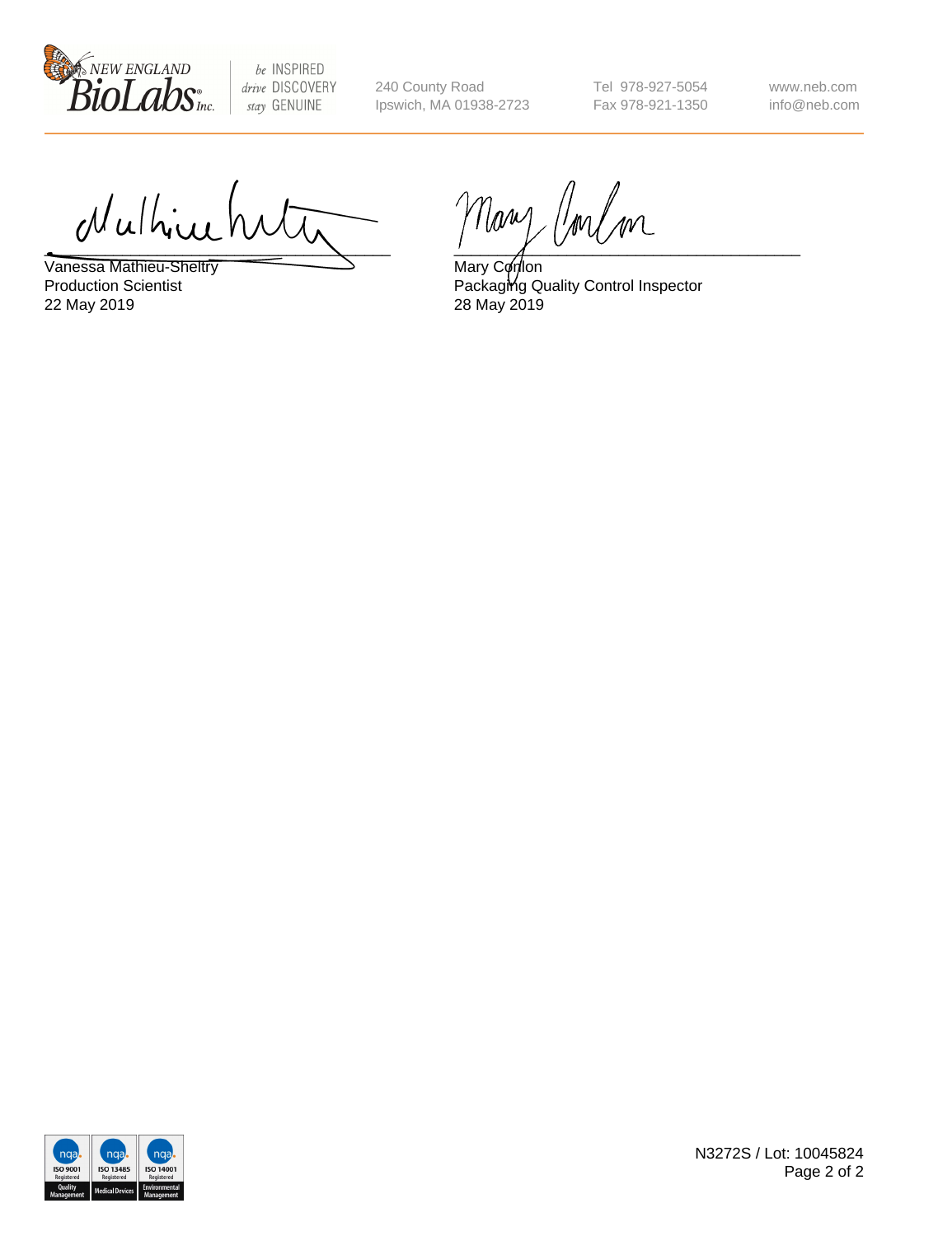Vanessa Mathieu-Sheltry
Production Scientist
22 May 2019

Mary Conlon
Packaging Quality Control Inspector
28 May 2019

N3272S / Lot: 10045824